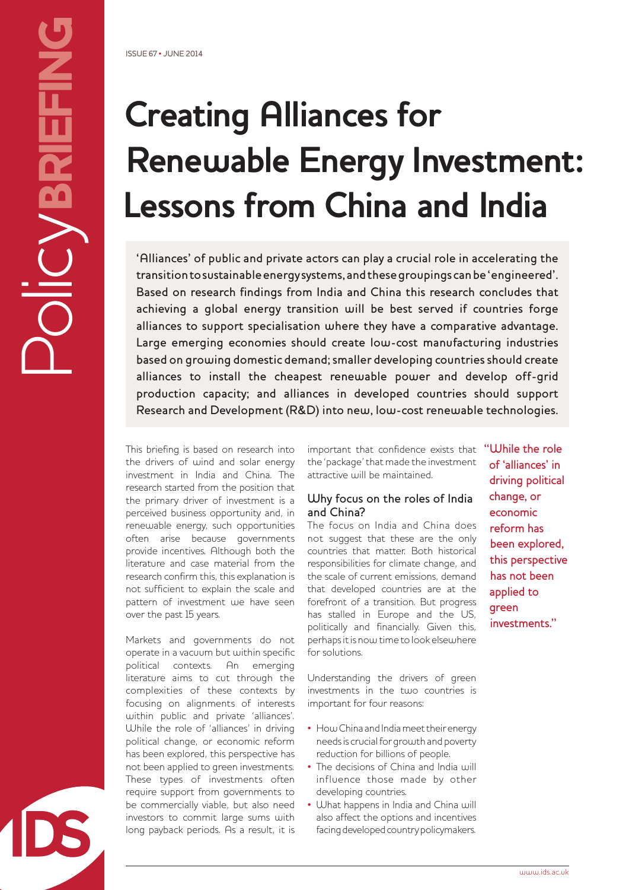ISSUE 67 • JUNE 2014

# Creating Alliances for Renewable Energy Investment: Lessons from China and India

'Alliances' of public and private actors can play a crucial role in accelerating the transition to sustainable energy systems, and these groupings can be 'engineered'. Based on research findings from India and China this research concludes that achieving a global energy transition will be best served if countries forge alliances to support specialisation where they have a comparative advantage. Large emerging economies should create low-cost manufacturing industries based on growing domestic demand; smaller developing countries should create alliances to install the cheapest renewable power and develop off-grid production capacity; and alliances in developed countries should support Research and Development (R&D) into new, low-cost renewable technologies.

This briefing is based on research into the drivers of wind and solar energy investment in India and China. The research started from the position that the primary driver of investment is a perceived business opportunity and, in renewable energy, such opportunities often arise because governments provide incentives. Although both the literature and case material from the research confirm this, this explanation is not sufficient to explain the scale and pattern of investment we have seen over the past 15 years.

Markets and governments do not operate in a vacuum but within specific political contexts. An emerging literature aims to cut through the complexities of these contexts by focusing on alignments of interests within public and private 'alliances'. While the role of 'alliances' in driving political change, or economic reform has been explored, this perspective has not been applied to green investments. These types of investments often require support from governments to be commercially viable, but also need investors to commit large sums with long payback periods. As a result, it is important that confidence exists that the 'package' that made the investment attractive will be maintained.

## Why focus on the roles of India and China?

The focus on India and China does not suggest that these are the only countries that matter. Both historical responsibilities for climate change, and the scale of current emissions, demand that developed countries are at the forefront of a transition. But progress has stalled in Europe and the US, politically and financially. Given this, perhaps it is now time to look elsewhere for solutions.

Understanding the drivers of green investments in the two countries is important for four reasons:

- How China and India meet their energy needs is crucial for growth and poverty reduction for billions of people.
- The decisions of China and India will influence those made by other developing countries.
- What happens in India and China will also affect the options and incentives facing developed country policymakers.

"While the role of 'alliances' in driving political change, or economic reform has been explored, this perspective has not been applied to green investments."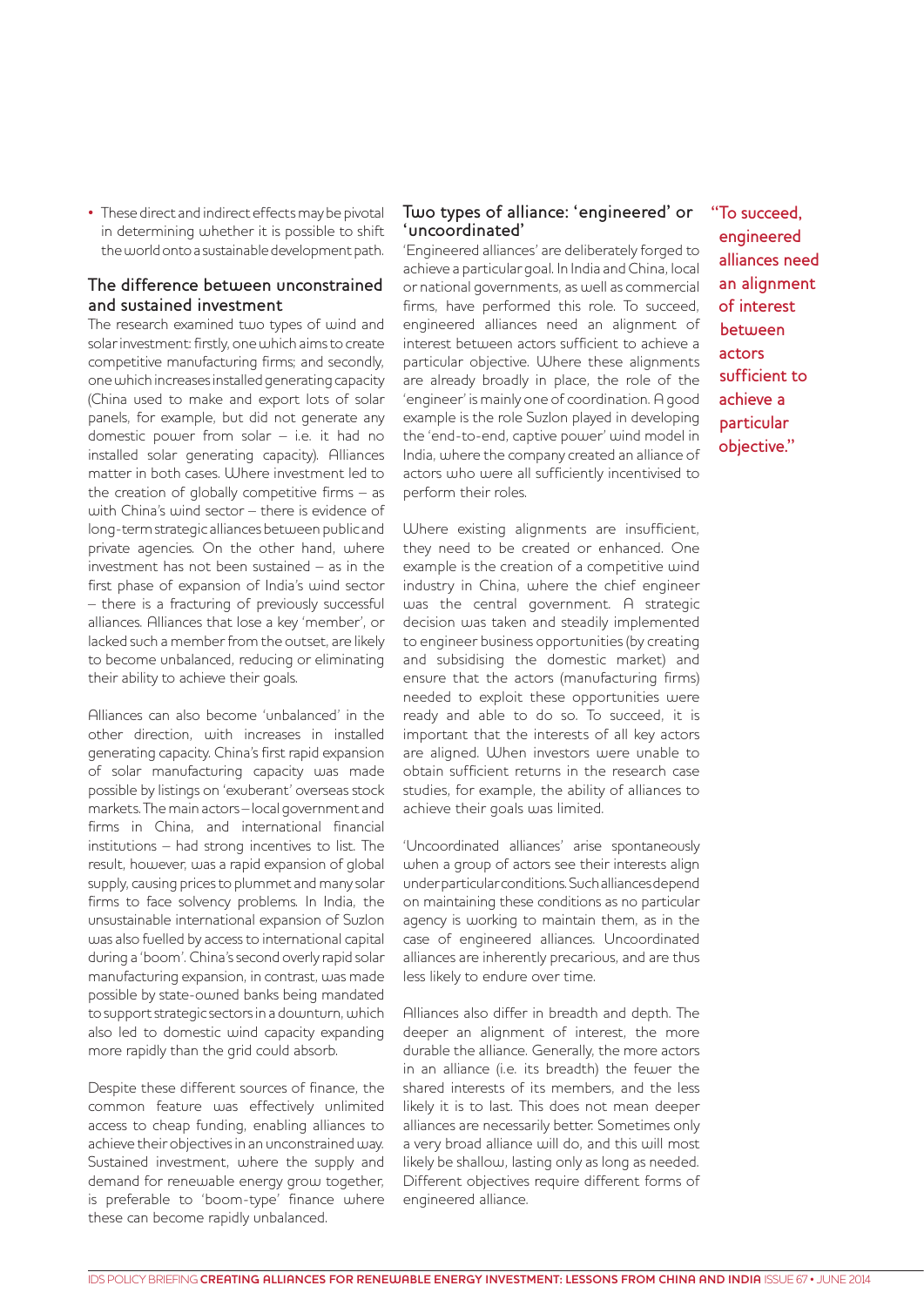- These direct and indirect effects may be pivotal in determining whether it is possible to shift the world onto a sustainable development path.

## The difference between unconstrained and sustained investment

The research examined two types of wind and solar investment: firstly, one which aims to create competitive manufacturing firms; and secondly, one which increases installed generating capacity (China used to make and export lots of solar panels, for example, but did not generate any domestic power from solar – i.e. it had no installed solar generating capacity). Alliances matter in both cases. Where investment led to the creation of globally competitive firms – as with China's wind sector – there is evidence of long-term strategic alliances between public and private agencies. On the other hand, where investment has not been sustained – as in the first phase of expansion of India's wind sector – there is a fracturing of previously successful alliances. Alliances that lose a key 'member', or lacked such a member from the outset, are likely to become unbalanced, reducing or eliminating their ability to achieve their goals.

Alliances can also become 'unbalanced' in the other direction, with increases in installed generating capacity. China's first rapid expansion of solar manufacturing capacity was made possible by listings on 'exuberant' overseas stock markets. The main actors – local government and firms in China, and international financial institutions – had strong incentives to list. The result, however, was a rapid expansion of global supply, causing prices to plummet and many solar firms to face solvency problems. In India, the unsustainable international expansion of Suzlon was also fuelled by access to international capital during a 'boom'. China's second overly rapid solar manufacturing expansion, in contrast, was made possible by state-owned banks being mandated to support strategic sectors in a downturn, which also led to domestic wind capacity expanding more rapidly than the grid could absorb.

Despite these different sources of finance, the common feature was effectively unlimited access to cheap funding, enabling alliances to achieve their objectives in an unconstrained way. Sustained investment, where the supply and demand for renewable energy grow together, is preferable to 'boom-type' finance where these can become rapidly unbalanced.

## Two types of alliance: 'engineered' or 'uncoordinated'

'Engineered alliances' are deliberately forged to achieve a particular goal. In India and China, local or national governments, as well as commercial firms, have performed this role. To succeed, engineered alliances need an alignment of interest between actors sufficient to achieve a particular objective. Where these alignments are already broadly in place, the role of the 'engineer' is mainly one of coordination. A good example is the role Suzlon played in developing the 'end-to-end, captive power' wind model in India, where the company created an alliance of actors who were all sufficiently incentivised to perform their roles.

Where existing alignments are insufficient, they need to be created or enhanced. One example is the creation of a competitive wind industry in China, where the chief engineer was the central government. A strategic decision was taken and steadily implemented to engineer business opportunities (by creating and subsidising the domestic market) and ensure that the actors (manufacturing firms) needed to exploit these opportunities were ready and able to do so. To succeed, it is important that the interests of all key actors are aligned. When investors were unable to obtain sufficient returns in the research case studies, for example, the ability of alliances to achieve their goals was limited.

'Uncoordinated alliances' arise spontaneously when a group of actors see their interests align under particular conditions. Such alliances depend on maintaining these conditions as no particular agency is working to maintain them, as in the case of engineered alliances. Uncoordinated alliances are inherently precarious, and are thus less likely to endure over time.

Alliances also differ in breadth and depth. The deeper an alignment of interest, the more durable the alliance. Generally, the more actors in an alliance (i.e. its breadth) the fewer the shared interests of its members, and the less likely it is to last. This does not mean deeper alliances are necessarily better. Sometimes only a very broad alliance will do, and this will most likely be shallow, lasting only as long as needed. Different objectives require different forms of engineered alliance.

> "To succeed, engineered alliances need an alignment of interest between actors sufficient to achieve a particular objective."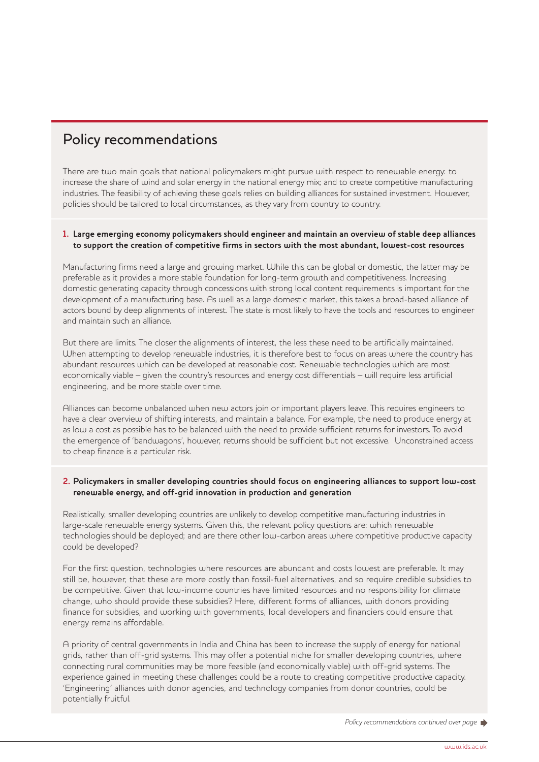## Policy recommendations

There are two main goals that national policymakers might pursue with respect to renewable energy: to increase the share of wind and solar energy in the national energy mix; and to create competitive manufacturing industries. The feasibility of achieving these goals relies on building alliances for sustained investment. However, policies should be tailored to local circumstances, as they vary from country to country.

**1. Large emerging economy policymakers should engineer and maintain an overview of stable deep alliances to support the creation of competitive firms in sectors with the most abundant, lowest-cost resources**

Manufacturing firms need a large and growing market. While this can be global or domestic, the latter may be preferable as it provides a more stable foundation for long-term growth and competitiveness. Increasing domestic generating capacity through concessions with strong local content requirements is important for the development of a manufacturing base. As well as a large domestic market, this takes a broad-based alliance of actors bound by deep alignments of interest. The state is most likely to have the tools and resources to engineer and maintain such an alliance.

But there are limits. The closer the alignments of interest, the less these need to be artificially maintained. When attempting to develop renewable industries, it is therefore best to focus on areas where the country has abundant resources which can be developed at reasonable cost. Renewable technologies which are most economically viable – given the country's resources and energy cost differentials – will require less artificial engineering, and be more stable over time.

Alliances can become unbalanced when new actors join or important players leave. This requires engineers to have a clear overview of shifting interests, and maintain a balance. For example, the need to produce energy at as low a cost as possible has to be balanced with the need to provide sufficient returns for investors. To avoid the emergence of 'bandwagons', however, returns should be sufficient but not excessive. Unconstrained access to cheap finance is a particular risk.

**2. Policymakers in smaller developing countries should focus on engineering alliances to support low-cost renewable energy, and off-grid innovation in production and generation**

Realistically, smaller developing countries are unlikely to develop competitive manufacturing industries in large-scale renewable energy systems. Given this, the relevant policy questions are: which renewable technologies should be deployed; and are there other low-carbon areas where competitive productive capacity could be developed?

For the first question, technologies where resources are abundant and costs lowest are preferable. It may still be, however, that these are more costly than fossil-fuel alternatives, and so require credible subsidies to be competitive. Given that low-income countries have limited resources and no responsibility for climate change, who should provide these subsidies? Here, different forms of alliances, with donors providing finance for subsidies, and working with governments, local developers and financiers could ensure that energy remains affordable.

A priority of central governments in India and China has been to increase the supply of energy for national grids, rather than off-grid systems. This may offer a potential niche for smaller developing countries, where connecting rural communities may be more feasible (and economically viable) with off-grid systems. The experience gained in meeting these challenges could be a route to creating competitive productive capacity. 'Engineering' alliances with donor agencies, and technology companies from donor countries, could be potentially fruitful.

*Policy recommendations continued over page*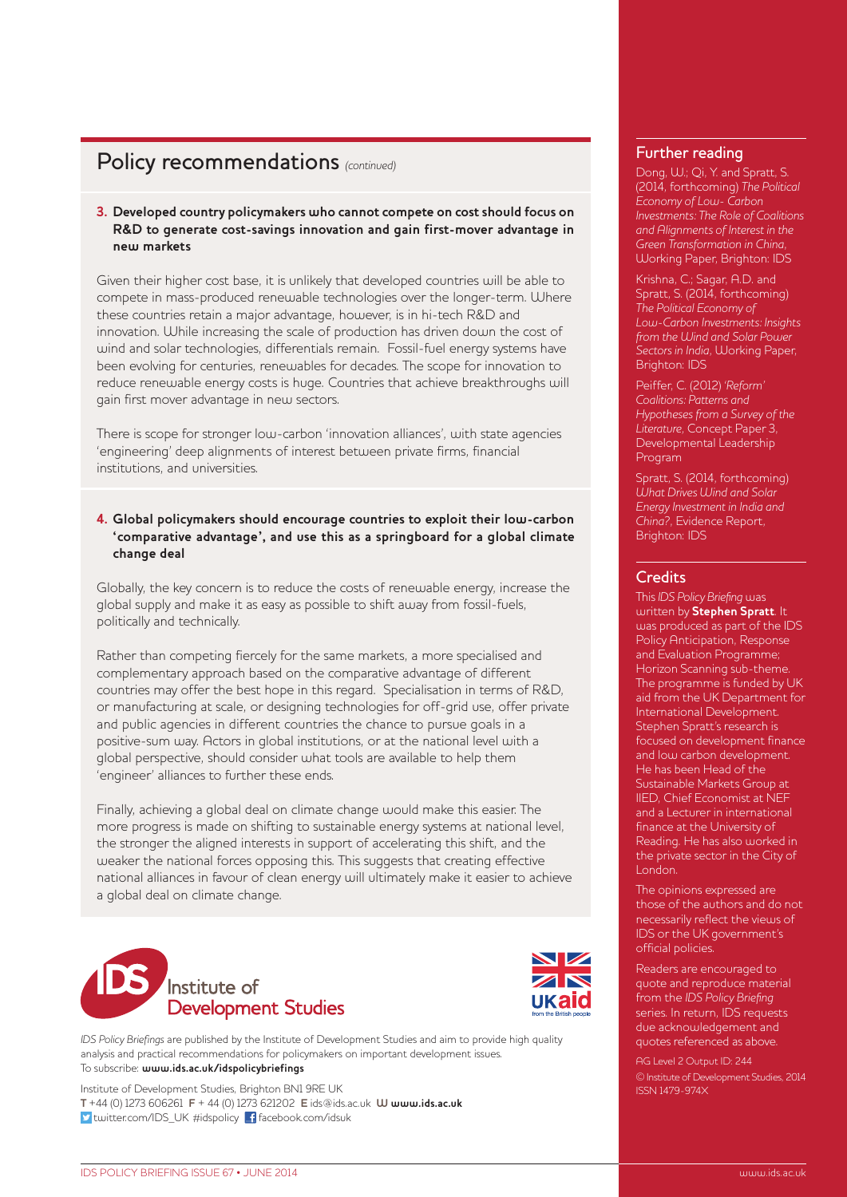## Policy recommendations *(continued)*

**3. Developed country policymakers who cannot compete on cost should focus on R&D to generate cost-savings innovation and gain first-mover advantage in new markets**

Given their higher cost base, it is unlikely that developed countries will be able to compete in mass-produced renewable technologies over the longer-term. Where these countries retain a major advantage, however, is in hi-tech R&D and innovation. While increasing the scale of production has driven down the cost of wind and solar technologies, differentials remain. Fossil-fuel energy systems have been evolving for centuries, renewables for decades. The scope for innovation to reduce renewable energy costs is huge. Countries that achieve breakthroughs will gain first mover advantage in new sectors.

There is scope for stronger low-carbon 'innovation alliances', with state agencies 'engineering' deep alignments of interest between private firms, financial institutions, and universities.

**4. Global policymakers should encourage countries to exploit their low-carbon 'comparative advantage', and use this as a springboard for a global climate change deal**

Globally, the key concern is to reduce the costs of renewable energy, increase the global supply and make it as easy as possible to shift away from fossil-fuels, politically and technically.

Rather than competing fiercely for the same markets, a more specialised and complementary approach based on the comparative advantage of different countries may offer the best hope in this regard. Specialisation in terms of R&D, or manufacturing at scale, or designing technologies for off-grid use, offer private and public agencies in different countries the chance to pursue goals in a positive-sum way. Actors in global institutions, or at the national level with a global perspective, should consider what tools are available to help them 'engineer' alliances to further these ends.

Finally, achieving a global deal on climate change would make this easier. The more progress is made on shifting to sustainable energy systems at national level, the stronger the aligned interests in support of accelerating this shift, and the weaker the national forces opposing this. This suggests that creating effective national alliances in favour of clean energy will ultimately make it easier to achieve a global deal on climate change.

IDS Institute of Development Studies

UKaid from the British people

*IDS Policy Briefings* are published by the Institute of Development Studies and aim to provide high quality analysis and practical recommendations for policymakers on important development issues.
To subscribe: **www.ids.ac.uk/idspolicybriefings**

Institute of Development Studies, Brighton BN1 9RE UK
**T** +44 (0) 1273 606261 **F** + 44 (0) 1273 621202 **E** ids@ids.ac.uk **W** **www.ids.ac.uk**
twitter.com/IDS_UK #idspolicy facebook.com/idsuk

## Further reading

Dong, W.; Qi, Y. and Spratt, S. (2014, forthcoming) *The Political Economy of Low- Carbon Investments: The Role of Coalitions and Alignments of Interest in the Green Transformation in China*, Working Paper, Brighton: IDS

Krishna, C.; Sagar, A.D. and Spratt, S. (2014, forthcoming) *The Political Economy of Low-Carbon Investments: Insights from the Wind and Solar Power Sectors in India*, Working Paper, Brighton: IDS

Peiffer, C. (2012) *'Reform' Coalitions: Patterns and Hypotheses from a Survey of the Literature*, Concept Paper 3, Developmental Leadership Program

Spratt, S. (2014, forthcoming) *What Drives Wind and Solar Energy Investment in India and China?*, Evidence Report, Brighton: IDS

## Credits

This *IDS Policy Briefing* was written by **Stephen Spratt**. It was produced as part of the IDS Policy Anticipation, Response and Evaluation Programme; Horizon Scanning sub-theme. The programme is funded by UK aid from the UK Department for International Development. Stephen Spratt's research is focused on development finance and low carbon development. He has been Head of the Sustainable Markets Group at IIED, Chief Economist at NEF and a Lecturer in international finance at the University of Reading. He has also worked in the private sector in the City of London.

The opinions expressed are those of the authors and do not necessarily reflect the views of IDS or the UK government's official policies.

Readers are encouraged to quote and reproduce material from the *IDS Policy Briefing* series. In return, IDS requests due acknowledgement and quotes referenced as above.

AG Level 2 Output ID: 244
© Institute of Development Studies, 2014
ISSN 1479-974X